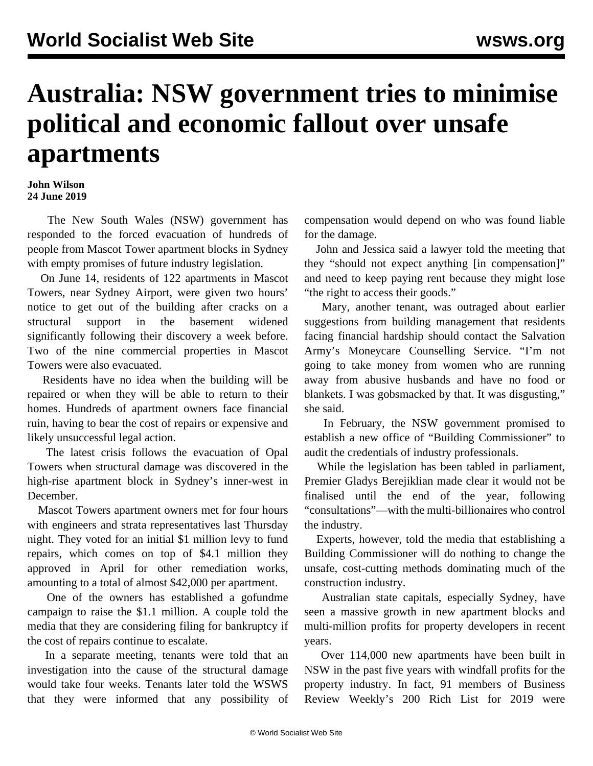# Australia: NSW government tries to minimise political and economic fallout over unsafe apartments

**John Wilson**
**24 June 2019**

The New South Wales (NSW) government has responded to the forced evacuation of hundreds of people from Mascot Tower apartment blocks in Sydney with empty promises of future industry legislation.

On June 14, residents of 122 apartments in Mascot Towers, near Sydney Airport, were given two hours' notice to get out of the building after cracks on a structural support in the basement widened significantly following their discovery a week before. Two of the nine commercial properties in Mascot Towers were also evacuated.

Residents have no idea when the building will be repaired or when they will be able to return to their homes. Hundreds of apartment owners face financial ruin, having to bear the cost of repairs or expensive and likely unsuccessful legal action.

The latest crisis follows the evacuation of Opal Towers when structural damage was discovered in the high-rise apartment block in Sydney's inner-west in December.

Mascot Towers apartment owners met for four hours with engineers and strata representatives last Thursday night. They voted for an initial $1 million levy to fund repairs, which comes on top of $4.1 million they approved in April for other remediation works, amounting to a total of almost $42,000 per apartment.

One of the owners has established a gofundme campaign to raise the $1.1 million. A couple told the media that they are considering filing for bankruptcy if the cost of repairs continue to escalate.

In a separate meeting, tenants were told that an investigation into the cause of the structural damage would take four weeks. Tenants later told the WSWS that they were informed that any possibility of compensation would depend on who was found liable for the damage.

John and Jessica said a lawyer told the meeting that they "should not expect anything [in compensation]" and need to keep paying rent because they might lose "the right to access their goods."

Mary, another tenant, was outraged about earlier suggestions from building management that residents facing financial hardship should contact the Salvation Army's Moneycare Counselling Service. "I'm not going to take money from women who are running away from abusive husbands and have no food or blankets. I was gobsmacked by that. It was disgusting," she said.

In February, the NSW government promised to establish a new office of "Building Commissioner" to audit the credentials of industry professionals.

While the legislation has been tabled in parliament, Premier Gladys Berejiklian made clear it would not be finalised until the end of the year, following "consultations"—with the multi-billionaires who control the industry.

Experts, however, told the media that establishing a Building Commissioner will do nothing to change the unsafe, cost-cutting methods dominating much of the construction industry.

Australian state capitals, especially Sydney, have seen a massive growth in new apartment blocks and multi-million profits for property developers in recent years.

Over 114,000 new apartments have been built in NSW in the past five years with windfall profits for the property industry. In fact, 91 members of Business Review Weekly's 200 Rich List for 2019 were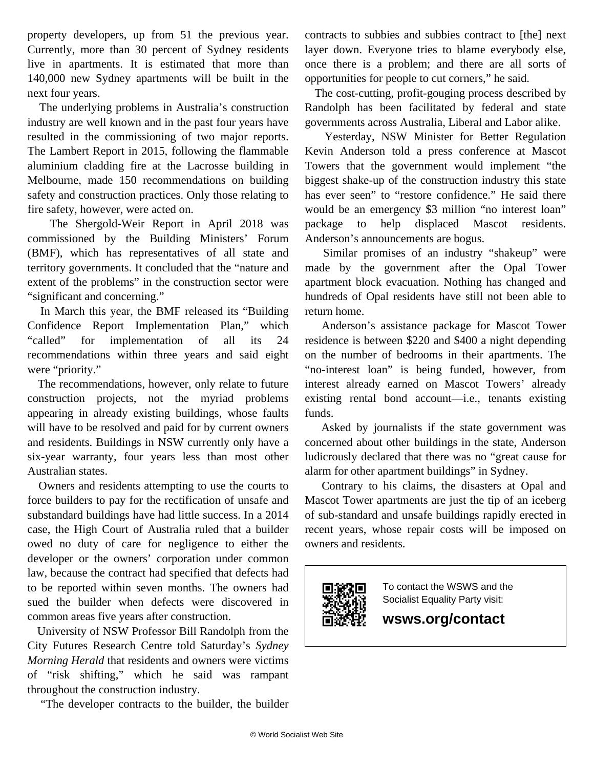property developers, up from 51 the previous year. Currently, more than 30 percent of Sydney residents live in apartments. It is estimated that more than 140,000 new Sydney apartments will be built in the next four years.

The underlying problems in Australia's construction industry are well known and in the past four years have resulted in the commissioning of two major reports. The Lambert Report in 2015, following the flammable aluminium cladding fire at the Lacrosse building in Melbourne, made 150 recommendations on building safety and construction practices. Only those relating to fire safety, however, were acted on.

The Shergold-Weir Report in April 2018 was commissioned by the Building Ministers' Forum (BMF), which has representatives of all state and territory governments. It concluded that the "nature and extent of the problems" in the construction sector were "significant and concerning."

In March this year, the BMF released its "Building Confidence Report Implementation Plan," which "called" for implementation of all its 24 recommendations within three years and said eight were "priority."

The recommendations, however, only relate to future construction projects, not the myriad problems appearing in already existing buildings, whose faults will have to be resolved and paid for by current owners and residents. Buildings in NSW currently only have a six-year warranty, four years less than most other Australian states.

Owners and residents attempting to use the courts to force builders to pay for the rectification of unsafe and substandard buildings have had little success. In a 2014 case, the High Court of Australia ruled that a builder owed no duty of care for negligence to either the developer or the owners' corporation under common law, because the contract had specified that defects had to be reported within seven months. The owners had sued the builder when defects were discovered in common areas five years after construction.

University of NSW Professor Bill Randolph from the City Futures Research Centre told Saturday's *Sydney Morning Herald* that residents and owners were victims of "risk shifting," which he said was rampant throughout the construction industry.

"The developer contracts to the builder, the builder contracts to subbies and subbies contract to [the] next layer down. Everyone tries to blame everybody else, once there is a problem; and there are all sorts of opportunities for people to cut corners," he said.

The cost-cutting, profit-gouging process described by Randolph has been facilitated by federal and state governments across Australia, Liberal and Labor alike.

Yesterday, NSW Minister for Better Regulation Kevin Anderson told a press conference at Mascot Towers that the government would implement "the biggest shake-up of the construction industry this state has ever seen" to "restore confidence." He said there would be an emergency $3 million "no interest loan" package to help displaced Mascot residents. Anderson's announcements are bogus.

Similar promises of an industry "shakeup" were made by the government after the Opal Tower apartment block evacuation. Nothing has changed and hundreds of Opal residents have still not been able to return home.

Anderson's assistance package for Mascot Tower residence is between $220 and $400 a night depending on the number of bedrooms in their apartments. The "no-interest loan" is being funded, however, from interest already earned on Mascot Towers' already existing rental bond account—i.e., tenants existing funds.

Asked by journalists if the state government was concerned about other buildings in the state, Anderson ludicrously declared that there was no "great cause for alarm for other apartment buildings" in Sydney.

Contrary to his claims, the disasters at Opal and Mascot Tower apartments are just the tip of an iceberg of sub-standard and unsafe buildings rapidly erected in recent years, whose repair costs will be imposed on owners and residents.

To contact the WSWS and the Socialist Equality Party visit:

**wsws.org/contact**